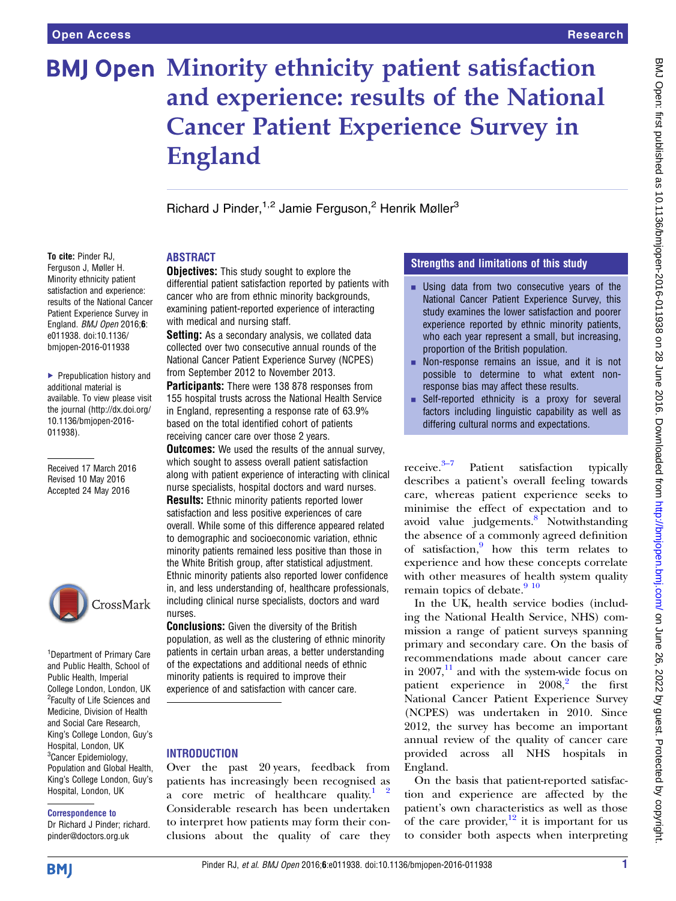# Minority ethnicity patient satisfaction and experience: results of the National Cancer Patient Experience Survey in England

Richard J Pinder,[1,2] Jamie Ferguson,[2] Henrik Møller[3]

**To cite:** Pinder RJ, Ferguson J, Møller H. Minority ethnicity patient satisfaction and experience: results of the National Cancer Patient Experience Survey in England. *BMJ Open* 2016;**6**: e011938. doi:10.1136/bmjopen-2016-011938

▶ Prepublication history and additional material is available. To view please visit the journal (http://dx.doi.org/10.1136/bmjopen-2016-011938).

Received 17 March 2016
Revised 10 May 2016
Accepted 24 May 2016

[1]Department of Primary Care and Public Health, School of Public Health, Imperial College London, London, UK
[2]Faculty of Life Sciences and Medicine, Division of Health and Social Care Research, King's College London, Guy's Hospital, London, UK
[3]Cancer Epidemiology, Population and Global Health, King's College London, Guy's Hospital, London, UK

**Correspondence to**
Dr Richard J Pinder; richard.pinder@doctors.org.uk

## ABSTRACT

**Objectives:** This study sought to explore the differential patient satisfaction reported by patients with cancer who are from ethnic minority backgrounds, examining patient-reported experience of interacting with medical and nursing staff.

**Setting:** As a secondary analysis, we collated data collected over two consecutive annual rounds of the National Cancer Patient Experience Survey (NCPES) from September 2012 to November 2013.

**Participants:** There were 138 878 responses from 155 hospital trusts across the National Health Service in England, representing a response rate of 63.9% based on the total identified cohort of patients receiving cancer care over those 2 years.

**Outcomes:** We used the results of the annual survey, which sought to assess overall patient satisfaction along with patient experience of interacting with clinical nurse specialists, hospital doctors and ward nurses.

**Results:** Ethnic minority patients reported lower satisfaction and less positive experiences of care overall. While some of this difference appeared related to demographic and socioeconomic variation, ethnic minority patients remained less positive than those in the White British group, after statistical adjustment. Ethnic minority patients also reported lower confidence in, and less understanding of, healthcare professionals, including clinical nurse specialists, doctors and ward nurses.

**Conclusions:** Given the diversity of the British population, as well as the clustering of ethnic minority patients in certain urban areas, a better understanding of the expectations and additional needs of ethnic minority patients is required to improve their experience of and satisfaction with cancer care.

## Strengths and limitations of this study

- Using data from two consecutive years of the National Cancer Patient Experience Survey, this study examines the lower satisfaction and poorer experience reported by ethnic minority patients, who each year represent a small, but increasing, proportion of the British population.
- Non-response remains an issue, and it is not possible to determine to what extent non-response bias may affect these results.
- Self-reported ethnicity is a proxy for several factors including linguistic capability as well as differing cultural norms and expectations.

## INTRODUCTION

Over the past 20 years, feedback from patients has increasingly been recognised as a core metric of healthcare quality.[1 2] Considerable research has been undertaken to interpret how patients may form their conclusions about the quality of care they receive.[3–7] Patient satisfaction typically describes a patient's overall feeling towards care, whereas patient experience seeks to minimise the effect of expectation and to avoid value judgements.[8] Notwithstanding the absence of a commonly agreed definition of satisfaction,[9] how this term relates to experience and how these concepts correlate with other measures of health system quality remain topics of debate.[9 10]

In the UK, health service bodies (including the National Health Service, NHS) commission a range of patient surveys spanning primary and secondary care. On the basis of recommendations made about cancer care in 2007,[11] and with the system-wide focus on patient experience in 2008,[2] the first National Cancer Patient Experience Survey (NCPES) was undertaken in 2010. Since 2012, the survey has become an important annual review of the quality of cancer care provided across all NHS hospitals in England.

On the basis that patient-reported satisfaction and experience are affected by the patient's own characteristics as well as those of the care provider,[12] it is important for us to consider both aspects when interpreting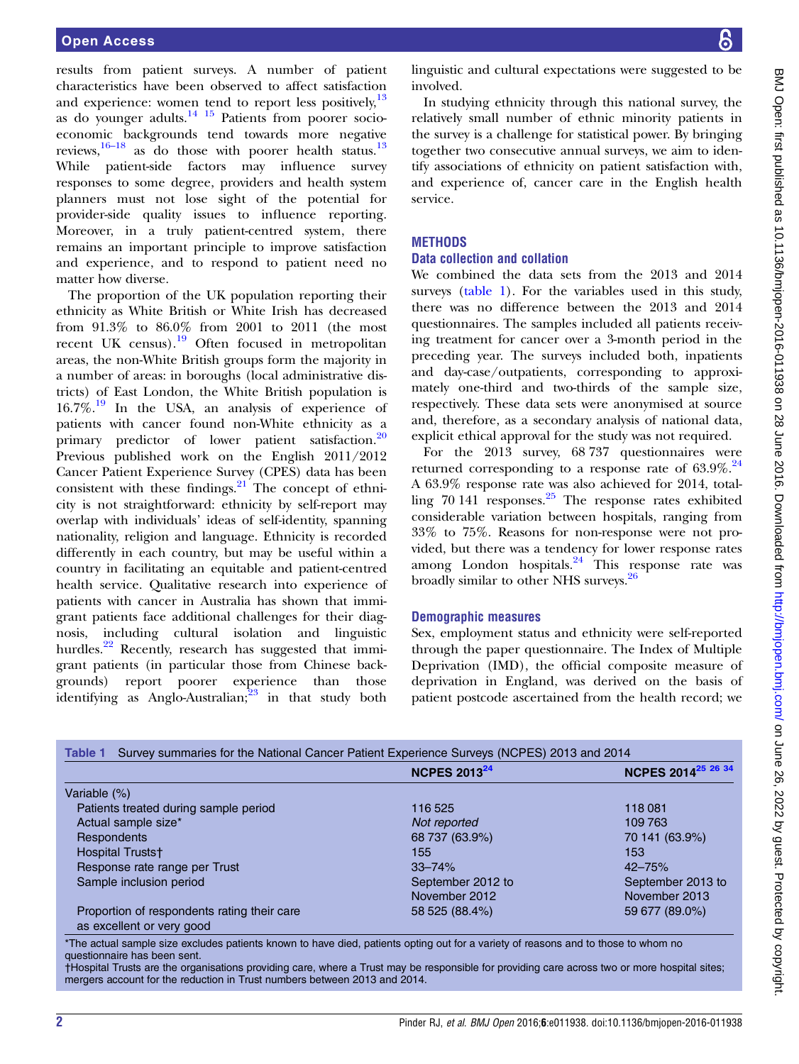results from patient surveys. A number of patient characteristics have been observed to affect satisfaction and experience: women tend to report less positively,[13] as do younger adults.[14 15] Patients from poorer socioeconomic backgrounds tend towards more negative reviews,[16–18] as do those with poorer health status.[13] While patient-side factors may influence survey responses to some degree, providers and health system planners must not lose sight of the potential for provider-side quality issues to influence reporting. Moreover, in a truly patient-centred system, there remains an important principle to improve satisfaction and experience, and to respond to patient need no matter how diverse.

The proportion of the UK population reporting their ethnicity as White British or White Irish has decreased from 91.3% to 86.0% from 2001 to 2011 (the most recent UK census).[19] Often focused in metropolitan areas, the non-White British groups form the majority in a number of areas: in boroughs (local administrative districts) of East London, the White British population is 16.7%.[19] In the USA, an analysis of experience of patients with cancer found non-White ethnicity as a primary predictor of lower patient satisfaction.[20] Previous published work on the English 2011/2012 Cancer Patient Experience Survey (CPES) data has been consistent with these findings.[21] The concept of ethnicity is not straightforward: ethnicity by self-report may overlap with individuals' ideas of self-identity, spanning nationality, religion and language. Ethnicity is recorded differently in each country, but may be useful within a country in facilitating an equitable and patient-centred health service. Qualitative research into experience of patients with cancer in Australia has shown that immigrant patients face additional challenges for their diagnosis, including cultural isolation and linguistic hurdles.[22] Recently, research has suggested that immigrant patients (in particular those from Chinese backgrounds) report poorer experience than those identifying as Anglo-Australian;[23] in that study both linguistic and cultural expectations were suggested to be involved.

In studying ethnicity through this national survey, the relatively small number of ethnic minority patients in the survey is a challenge for statistical power. By bringing together two consecutive annual surveys, we aim to identify associations of ethnicity on patient satisfaction with, and experience of, cancer care in the English health service.

## METHODS

### Data collection and collation

We combined the data sets from the 2013 and 2014 surveys (table 1). For the variables used in this study, there was no difference between the 2013 and 2014 questionnaires. The samples included all patients receiving treatment for cancer over a 3-month period in the preceding year. The surveys included both, inpatients and day-case/outpatients, corresponding to approximately one-third and two-thirds of the sample size, respectively. These data sets were anonymised at source and, therefore, as a secondary analysis of national data, explicit ethical approval for the study was not required.

For the 2013 survey, 68 737 questionnaires were returned corresponding to a response rate of 63.9%.[24] A 63.9% response rate was also achieved for 2014, totalling 70 141 responses.[25] The response rates exhibited considerable variation between hospitals, ranging from 33% to 75%. Reasons for non-response were not provided, but there was a tendency for lower response rates among London hospitals.[24] This response rate was broadly similar to other NHS surveys.[26]

### Demographic measures

Sex, employment status and ethnicity were self-reported through the paper questionnaire. The Index of Multiple Deprivation (IMD), the official composite measure of deprivation in England, was derived on the basis of patient postcode ascertained from the health record; we

**Table 1** Survey summaries for the National Cancer Patient Experience Surveys (NCPES) 2013 and 2014

| | NCPES 2013[24] | NCPES 2014[25 26 34] |
|---|---|---|
| Variable (%) | | |
| Patients treated during sample period | 116 525 | 118 081 |
| Actual sample size* | *Not reported* | 109 763 |
| Respondents | 68 737 (63.9%) | 70 141 (63.9%) |
| Hospital Trusts† | 155 | 153 |
| Response rate range per Trust | 33–74% | 42–75% |
| Sample inclusion period | September 2012 to November 2012 | September 2013 to November 2013 |
| Proportion of respondents rating their care as excellent or very good | 58 525 (88.4%) | 59 677 (89.0%) |

*The actual sample size excludes patients known to have died, patients opting out for a variety of reasons and to those to whom no questionnaire has been sent.

†Hospital Trusts are the organisations providing care, where a Trust may be responsible for providing care across two or more hospital sites; mergers account for the reduction in Trust numbers between 2013 and 2014.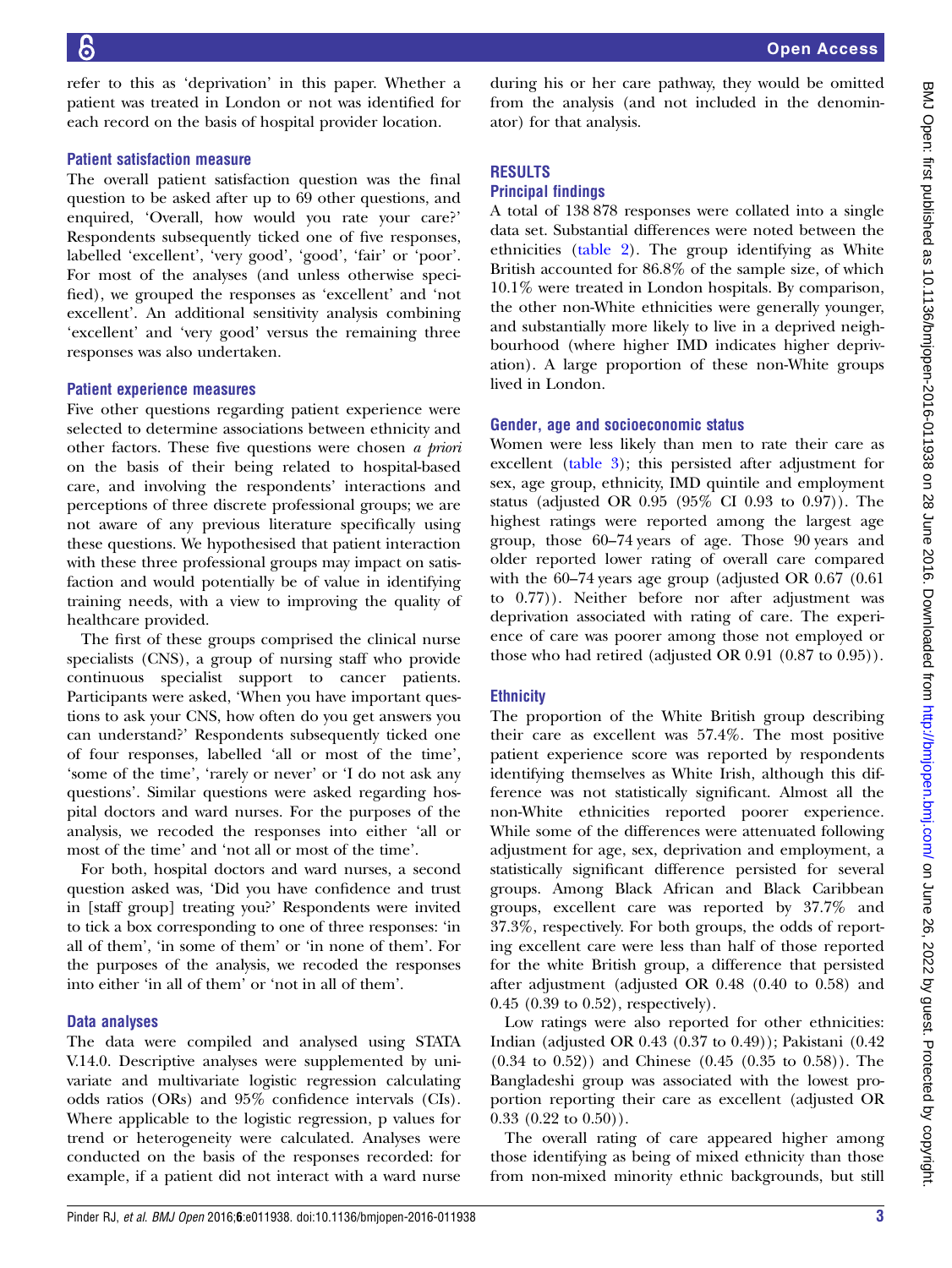refer to this as 'deprivation' in this paper. Whether a patient was treated in London or not was identified for each record on the basis of hospital provider location.

### Patient satisfaction measure

The overall patient satisfaction question was the final question to be asked after up to 69 other questions, and enquired, 'Overall, how would you rate your care?' Respondents subsequently ticked one of five responses, labelled 'excellent', 'very good', 'good', 'fair' or 'poor'. For most of the analyses (and unless otherwise specified), we grouped the responses as 'excellent' and 'not excellent'. An additional sensitivity analysis combining 'excellent' and 'very good' versus the remaining three responses was also undertaken.

### Patient experience measures

Five other questions regarding patient experience were selected to determine associations between ethnicity and other factors. These five questions were chosen *a priori* on the basis of their being related to hospital-based care, and involving the respondents' interactions and perceptions of three discrete professional groups; we are not aware of any previous literature specifically using these questions. We hypothesised that patient interaction with these three professional groups may impact on satisfaction and would potentially be of value in identifying training needs, with a view to improving the quality of healthcare provided.

The first of these groups comprised the clinical nurse specialists (CNS), a group of nursing staff who provide continuous specialist support to cancer patients. Participants were asked, 'When you have important questions to ask your CNS, how often do you get answers you can understand?' Respondents subsequently ticked one of four responses, labelled 'all or most of the time', 'some of the time', 'rarely or never' or 'I do not ask any questions'. Similar questions were asked regarding hospital doctors and ward nurses. For the purposes of the analysis, we recoded the responses into either 'all or most of the time' and 'not all or most of the time'.

For both, hospital doctors and ward nurses, a second question asked was, 'Did you have confidence and trust in [staff group] treating you?' Respondents were invited to tick a box corresponding to one of three responses: 'in all of them', 'in some of them' or 'in none of them'. For the purposes of the analysis, we recoded the responses into either 'in all of them' or 'not in all of them'.

### Data analyses

The data were compiled and analysed using STATA V.14.0. Descriptive analyses were supplemented by univariate and multivariate logistic regression calculating odds ratios (ORs) and 95% confidence intervals (CIs). Where applicable to the logistic regression, p values for trend or heterogeneity were calculated. Analyses were conducted on the basis of the responses recorded: for example, if a patient did not interact with a ward nurse during his or her care pathway, they would be omitted from the analysis (and not included in the denominator) for that analysis.

## RESULTS

### Principal findings

A total of 138 878 responses were collated into a single data set. Substantial differences were noted between the ethnicities (table 2). The group identifying as White British accounted for 86.8% of the sample size, of which 10.1% were treated in London hospitals. By comparison, the other non-White ethnicities were generally younger, and substantially more likely to live in a deprived neighbourhood (where higher IMD indicates higher deprivation). A large proportion of these non-White groups lived in London.

### Gender, age and socioeconomic status

Women were less likely than men to rate their care as excellent (table 3); this persisted after adjustment for sex, age group, ethnicity, IMD quintile and employment status (adjusted OR 0.95 (95% CI 0.93 to 0.97)). The highest ratings were reported among the largest age group, those 60–74 years of age. Those 90 years and older reported lower rating of overall care compared with the 60–74 years age group (adjusted OR 0.67 (0.61 to 0.77)). Neither before nor after adjustment was deprivation associated with rating of care. The experience of care was poorer among those not employed or those who had retired (adjusted OR 0.91 (0.87 to 0.95)).

### Ethnicity

The proportion of the White British group describing their care as excellent was 57.4%. The most positive patient experience score was reported by respondents identifying themselves as White Irish, although this difference was not statistically significant. Almost all the non-White ethnicities reported poorer experience. While some of the differences were attenuated following adjustment for age, sex, deprivation and employment, a statistically significant difference persisted for several groups. Among Black African and Black Caribbean groups, excellent care was reported by 37.7% and 37.3%, respectively. For both groups, the odds of reporting excellent care were less than half of those reported for the white British group, a difference that persisted after adjustment (adjusted OR 0.48 (0.40 to 0.58) and 0.45 (0.39 to 0.52), respectively).

Low ratings were also reported for other ethnicities: Indian (adjusted OR 0.43 (0.37 to 0.49)); Pakistani (0.42 (0.34 to 0.52)) and Chinese (0.45 (0.35 to 0.58)). The Bangladeshi group was associated with the lowest proportion reporting their care as excellent (adjusted OR 0.33 (0.22 to 0.50)).

The overall rating of care appeared higher among those identifying as being of mixed ethnicity than those from non-mixed minority ethnic backgrounds, but still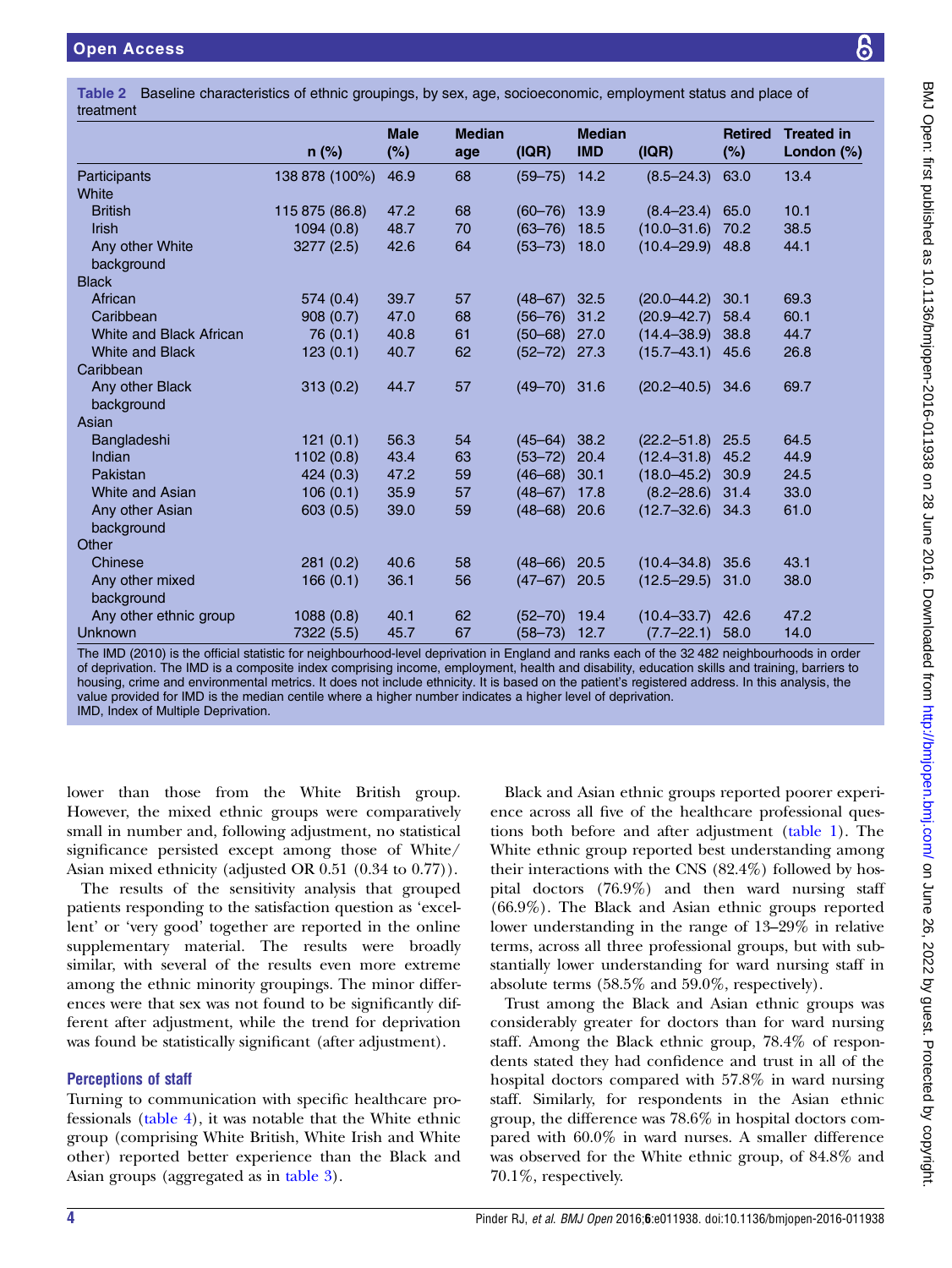**Table 2** Baseline characteristics of ethnic groupings, by sex, age, socioeconomic, employment status and place of treatment

| | n (%) | Male (%) | Median age | (IQR) | Median IMD | (IQR) | Retired (%) | Treated in London (%) |
|---|---|---|---|---|---|---|---|---|
| Participants | 138 878 (100%) | 46.9 | 68 | (59–75) | 14.2 | (8.5–24.3) | 63.0 | 13.4 |
| White | | | | | | | | |
| British | 115 875 (86.8) | 47.2 | 68 | (60–76) | 13.9 | (8.4–23.4) | 65.0 | 10.1 |
| Irish | 1094 (0.8) | 48.7 | 70 | (63–76) | 18.5 | (10.0–31.6) | 70.2 | 38.5 |
| Any other White background | 3277 (2.5) | 42.6 | 64 | (53–73) | 18.0 | (10.4–29.9) | 48.8 | 44.1 |
| Black | | | | | | | | |
| African | 574 (0.4) | 39.7 | 57 | (48–67) | 32.5 | (20.0–44.2) | 30.1 | 69.3 |
| Caribbean | 908 (0.7) | 47.0 | 68 | (56–76) | 31.2 | (20.9–42.7) | 58.4 | 60.1 |
| White and Black African | 76 (0.1) | 40.8 | 61 | (50–68) | 27.0 | (14.4–38.9) | 38.8 | 44.7 |
| White and Black Caribbean | 123 (0.1) | 40.7 | 62 | (52–72) | 27.3 | (15.7–43.1) | 45.6 | 26.8 |
| Any other Black background | 313 (0.2) | 44.7 | 57 | (49–70) | 31.6 | (20.2–40.5) | 34.6 | 69.7 |
| Asian | | | | | | | | |
| Bangladeshi | 121 (0.1) | 56.3 | 54 | (45–64) | 38.2 | (22.2–51.8) | 25.5 | 64.5 |
| Indian | 1102 (0.8) | 43.4 | 63 | (53–72) | 20.4 | (12.4–31.8) | 45.2 | 44.9 |
| Pakistan | 424 (0.3) | 47.2 | 59 | (46–68) | 30.1 | (18.0–45.2) | 30.9 | 24.5 |
| White and Asian | 106 (0.1) | 35.9 | 57 | (48–67) | 17.8 | (8.2–28.6) | 31.4 | 33.0 |
| Any other Asian background | 603 (0.5) | 39.0 | 59 | (48–68) | 20.6 | (12.7–32.6) | 34.3 | 61.0 |
| Other | | | | | | | | |
| Chinese | 281 (0.2) | 40.6 | 58 | (48–66) | 20.5 | (10.4–34.8) | 35.6 | 43.1 |
| Any other mixed background | 166 (0.1) | 36.1 | 56 | (47–67) | 20.5 | (12.5–29.5) | 31.0 | 38.0 |
| Any other ethnic group | 1088 (0.8) | 40.1 | 62 | (52–70) | 19.4 | (10.4–33.7) | 42.6 | 47.2 |
| Unknown | 7322 (5.5) | 45.7 | 67 | (58–73) | 12.7 | (7.7–22.1) | 58.0 | 14.0 |

The IMD (2010) is the official statistic for neighbourhood-level deprivation in England and ranks each of the 32 482 neighbourhoods in order of deprivation. The IMD is a composite index comprising income, employment, health and disability, education skills and training, barriers to housing, crime and environmental metrics. It does not include ethnicity. It is based on the patient's registered address. In this analysis, the value provided for IMD is the median centile where a higher number indicates a higher level of deprivation.
IMD, Index of Multiple Deprivation.

lower than those from the White British group. However, the mixed ethnic groups were comparatively small in number and, following adjustment, no statistical significance persisted except among those of White/Asian mixed ethnicity (adjusted OR 0.51 (0.34 to 0.77)).

The results of the sensitivity analysis that grouped patients responding to the satisfaction question as 'excellent' or 'very good' together are reported in the online supplementary material. The results were broadly similar, with several of the results even more extreme among the ethnic minority groupings. The minor differences were that sex was not found to be significantly different after adjustment, while the trend for deprivation was found be statistically significant (after adjustment).

### Perceptions of staff

Turning to communication with specific healthcare professionals (table 4), it was notable that the White ethnic group (comprising White British, White Irish and White other) reported better experience than the Black and Asian groups (aggregated as in table 3).

Black and Asian ethnic groups reported poorer experience across all five of the healthcare professional questions both before and after adjustment (table 1). The White ethnic group reported best understanding among their interactions with the CNS (82.4%) followed by hospital doctors (76.9%) and then ward nursing staff (66.9%). The Black and Asian ethnic groups reported lower understanding in the range of 13–29% in relative terms, across all three professional groups, but with substantially lower understanding for ward nursing staff in absolute terms (58.5% and 59.0%, respectively).

Trust among the Black and Asian ethnic groups was considerably greater for doctors than for ward nursing staff. Among the Black ethnic group, 78.4% of respondents stated they had confidence and trust in all of the hospital doctors compared with 57.8% in ward nursing staff. Similarly, for respondents in the Asian ethnic group, the difference was 78.6% in hospital doctors compared with 60.0% in ward nurses. A smaller difference was observed for the White ethnic group, of 84.8% and 70.1%, respectively.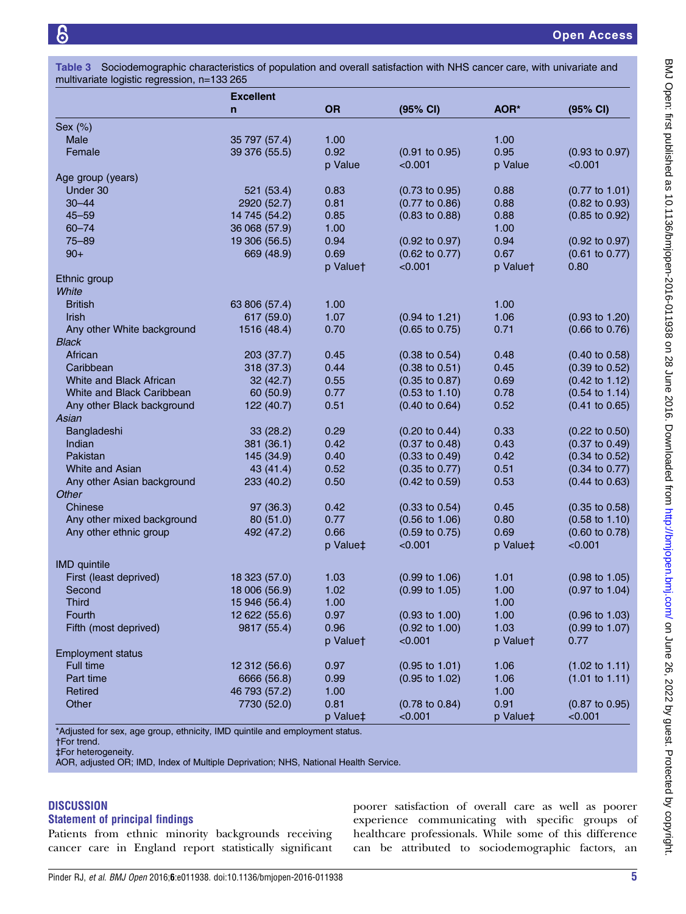**Table 3** Sociodemographic characteristics of population and overall satisfaction with NHS cancer care, with univariate and multivariate logistic regression, n=133 265

| | Excellent n | OR | (95% CI) | AOR* | (95% CI) |
|---|---|---|---|---|---|
| Sex (%) | | | | | |
| Male | 35 797 (57.4) | 1.00 | | 1.00 | |
| Female | 39 376 (55.5) | 0.92 | (0.91 to 0.95) | 0.95 | (0.93 to 0.97) |
| | | p Value | <0.001 | p Value | <0.001 |
| Age group (years) | | | | | |
| Under 30 | 521 (53.4) | 0.83 | (0.73 to 0.95) | 0.88 | (0.77 to 1.01) |
| 30–44 | 2920 (52.7) | 0.81 | (0.77 to 0.86) | 0.88 | (0.82 to 0.93) |
| 45–59 | 14 745 (54.2) | 0.85 | (0.83 to 0.88) | 0.88 | (0.85 to 0.92) |
| 60–74 | 36 068 (57.9) | 1.00 | | 1.00 | |
| 75–89 | 19 306 (56.5) | 0.94 | (0.92 to 0.97) | 0.94 | (0.92 to 0.97) |
| 90+ | 669 (48.9) | 0.69 | (0.62 to 0.77) | 0.67 | (0.61 to 0.77) |
| | | p Value† | <0.001 | p Value† | 0.80 |
| Ethnic group | | | | | |
| *White* | | | | | |
| British | 63 806 (57.4) | 1.00 | | 1.00 | |
| Irish | 617 (59.0) | 1.07 | (0.94 to 1.21) | 1.06 | (0.93 to 1.20) |
| Any other White background | 1516 (48.4) | 0.70 | (0.65 to 0.75) | 0.71 | (0.66 to 0.76) |
| *Black* | | | | | |
| African | 203 (37.7) | 0.45 | (0.38 to 0.54) | 0.48 | (0.40 to 0.58) |
| Caribbean | 318 (37.3) | 0.44 | (0.38 to 0.51) | 0.45 | (0.39 to 0.52) |
| White and Black African | 32 (42.7) | 0.55 | (0.35 to 0.87) | 0.69 | (0.42 to 1.12) |
| White and Black Caribbean | 60 (50.9) | 0.77 | (0.53 to 1.10) | 0.78 | (0.54 to 1.14) |
| Any other Black background | 122 (40.7) | 0.51 | (0.40 to 0.64) | 0.52 | (0.41 to 0.65) |
| *Asian* | | | | | |
| Bangladeshi | 33 (28.2) | 0.29 | (0.20 to 0.44) | 0.33 | (0.22 to 0.50) |
| Indian | 381 (36.1) | 0.42 | (0.37 to 0.48) | 0.43 | (0.37 to 0.49) |
| Pakistan | 145 (34.9) | 0.40 | (0.33 to 0.49) | 0.42 | (0.34 to 0.52) |
| White and Asian | 43 (41.4) | 0.52 | (0.35 to 0.77) | 0.51 | (0.34 to 0.77) |
| Any other Asian background | 233 (40.2) | 0.50 | (0.42 to 0.59) | 0.53 | (0.44 to 0.63) |
| *Other* | | | | | |
| Chinese | 97 (36.3) | 0.42 | (0.33 to 0.54) | 0.45 | (0.35 to 0.58) |
| Any other mixed background | 80 (51.0) | 0.77 | (0.56 to 1.06) | 0.80 | (0.58 to 1.10) |
| Any other ethnic group | 492 (47.2) | 0.66 | (0.59 to 0.75) | 0.69 | (0.60 to 0.78) |
| | | p Value‡ | <0.001 | p Value‡ | <0.001 |
| IMD quintile | | | | | |
| First (least deprived) | 18 323 (57.0) | 1.03 | (0.99 to 1.06) | 1.01 | (0.98 to 1.05) |
| Second | 18 006 (56.9) | 1.02 | (0.99 to 1.05) | 1.00 | (0.97 to 1.04) |
| Third | 15 946 (56.4) | 1.00 | | 1.00 | |
| Fourth | 12 622 (55.6) | 0.97 | (0.93 to 1.00) | 1.00 | (0.96 to 1.03) |
| Fifth (most deprived) | 9817 (55.4) | 0.96 | (0.92 to 1.00) | 1.03 | (0.99 to 1.07) |
| | | p Value† | <0.001 | p Value† | 0.77 |
| Employment status | | | | | |
| Full time | 12 312 (56.6) | 0.97 | (0.95 to 1.01) | 1.06 | (1.02 to 1.11) |
| Part time | 6666 (56.8) | 0.99 | (0.95 to 1.02) | 1.06 | (1.01 to 1.11) |
| Retired | 46 793 (57.2) | 1.00 | | 1.00 | |
| Other | 7730 (52.0) | 0.81 | (0.78 to 0.84) | 0.91 | (0.87 to 0.95) |
| | | p Value‡ | <0.001 | p Value‡ | <0.001 |

*Adjusted for sex, age group, ethnicity, IMD quintile and employment status.
†For trend.
‡For heterogeneity.
AOR, adjusted OR; IMD, Index of Multiple Deprivation; NHS, National Health Service.

## DISCUSSION

### Statement of principal findings

Patients from ethnic minority backgrounds receiving cancer care in England report statistically significant poorer satisfaction of overall care as well as poorer experience communicating with specific groups of healthcare professionals. While some of this difference can be attributed to sociodemographic factors, an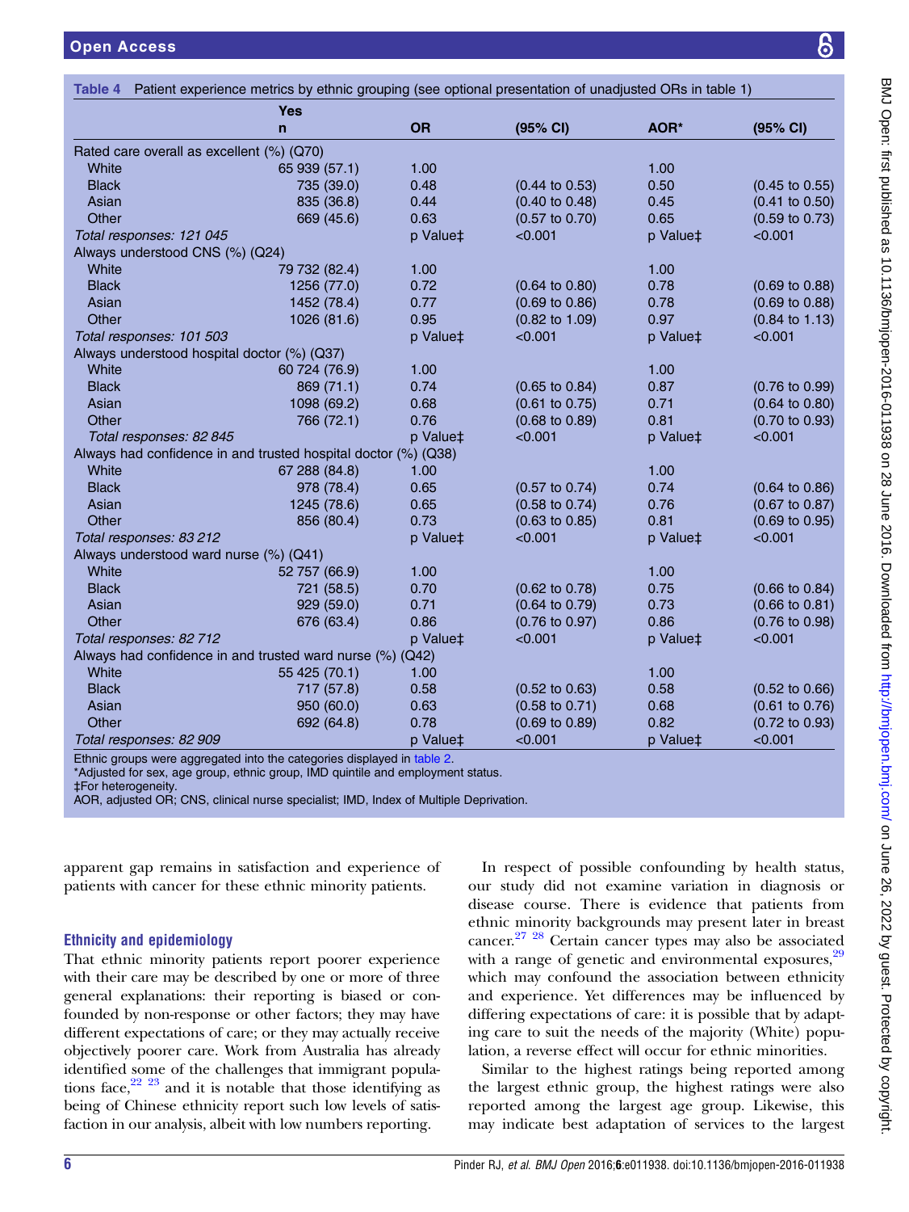Table 4 Patient experience metrics by ethnic grouping (see optional presentation of unadjusted ORs in table 1)

| | Yes n | OR | (95% CI) | AOR* | (95% CI) |
|---|---|---|---|---|---|
| Rated care overall as excellent (%) (Q70) | | | | | |
| White | 65 939 (57.1) | 1.00 | | 1.00 | |
| Black | 735 (39.0) | 0.48 | (0.44 to 0.53) | 0.50 | (0.45 to 0.55) |
| Asian | 835 (36.8) | 0.44 | (0.40 to 0.48) | 0.45 | (0.41 to 0.50) |
| Other | 669 (45.6) | 0.63 | (0.57 to 0.70) | 0.65 | (0.59 to 0.73) |
| *Total responses: 121 045* | | p Value‡ | <0.001 | p Value‡ | <0.001 |
| Always understood CNS (%) (Q24) | | | | | |
| White | 79 732 (82.4) | 1.00 | | 1.00 | |
| Black | 1256 (77.0) | 0.72 | (0.64 to 0.80) | 0.78 | (0.69 to 0.88) |
| Asian | 1452 (78.4) | 0.77 | (0.69 to 0.86) | 0.78 | (0.69 to 0.88) |
| Other | 1026 (81.6) | 0.95 | (0.82 to 1.09) | 0.97 | (0.84 to 1.13) |
| *Total responses: 101 503* | | p Value‡ | <0.001 | p Value‡ | <0.001 |
| Always understood hospital doctor (%) (Q37) | | | | | |
| White | 60 724 (76.9) | 1.00 | | 1.00 | |
| Black | 869 (71.1) | 0.74 | (0.65 to 0.84) | 0.87 | (0.76 to 0.99) |
| Asian | 1098 (69.2) | 0.68 | (0.61 to 0.75) | 0.71 | (0.64 to 0.80) |
| Other | 766 (72.1) | 0.76 | (0.68 to 0.89) | 0.81 | (0.70 to 0.93) |
| *Total responses: 82 845* | | p Value‡ | <0.001 | p Value‡ | <0.001 |
| Always had confidence in and trusted hospital doctor (%) (Q38) | | | | | |
| White | 67 288 (84.8) | 1.00 | | 1.00 | |
| Black | 978 (78.4) | 0.65 | (0.57 to 0.74) | 0.74 | (0.64 to 0.86) |
| Asian | 1245 (78.6) | 0.65 | (0.58 to 0.74) | 0.76 | (0.67 to 0.87) |
| Other | 856 (80.4) | 0.73 | (0.63 to 0.85) | 0.81 | (0.69 to 0.95) |
| *Total responses: 83 212* | | p Value‡ | <0.001 | p Value‡ | <0.001 |
| Always understood ward nurse (%) (Q41) | | | | | |
| White | 52 757 (66.9) | 1.00 | | 1.00 | |
| Black | 721 (58.5) | 0.70 | (0.62 to 0.78) | 0.75 | (0.66 to 0.84) |
| Asian | 929 (59.0) | 0.71 | (0.64 to 0.79) | 0.73 | (0.66 to 0.81) |
| Other | 676 (63.4) | 0.86 | (0.76 to 0.97) | 0.86 | (0.76 to 0.98) |
| *Total responses: 82 712* | | p Value‡ | <0.001 | p Value‡ | <0.001 |
| Always had confidence in and trusted ward nurse (%) (Q42) | | | | | |
| White | 55 425 (70.1) | 1.00 | | 1.00 | |
| Black | 717 (57.8) | 0.58 | (0.52 to 0.63) | 0.58 | (0.52 to 0.66) |
| Asian | 950 (60.0) | 0.63 | (0.58 to 0.71) | 0.68 | (0.61 to 0.76) |
| Other | 692 (64.8) | 0.78 | (0.69 to 0.89) | 0.82 | (0.72 to 0.93) |
| *Total responses: 82 909* | | p Value‡ | <0.001 | p Value‡ | <0.001 |

Ethnic groups were aggregated into the categories displayed in table 2.
*Adjusted for sex, age group, ethnic group, IMD quintile and employment status.
‡For heterogeneity.
AOR, adjusted OR; CNS, clinical nurse specialist; IMD, Index of Multiple Deprivation.

apparent gap remains in satisfaction and experience of patients with cancer for these ethnic minority patients.

### Ethnicity and epidemiology

That ethnic minority patients report poorer experience with their care may be described by one or more of three general explanations: their reporting is biased or confounded by non-response or other factors; they may have different expectations of care; or they may actually receive objectively poorer care. Work from Australia has already identified some of the challenges that immigrant populations face,[22 23] and it is notable that those identifying as being of Chinese ethnicity report such low levels of satisfaction in our analysis, albeit with low numbers reporting.

In respect of possible confounding by health status, our study did not examine variation in diagnosis or disease course. There is evidence that patients from ethnic minority backgrounds may present later in breast cancer.[27 28] Certain cancer types may also be associated with a range of genetic and environmental exposures,[29] which may confound the association between ethnicity and experience. Yet differences may be influenced by differing expectations of care: it is possible that by adapting care to suit the needs of the majority (White) population, a reverse effect will occur for ethnic minorities.

Similar to the highest ratings being reported among the largest ethnic group, the highest ratings were also reported among the largest age group. Likewise, this may indicate best adaptation of services to the largest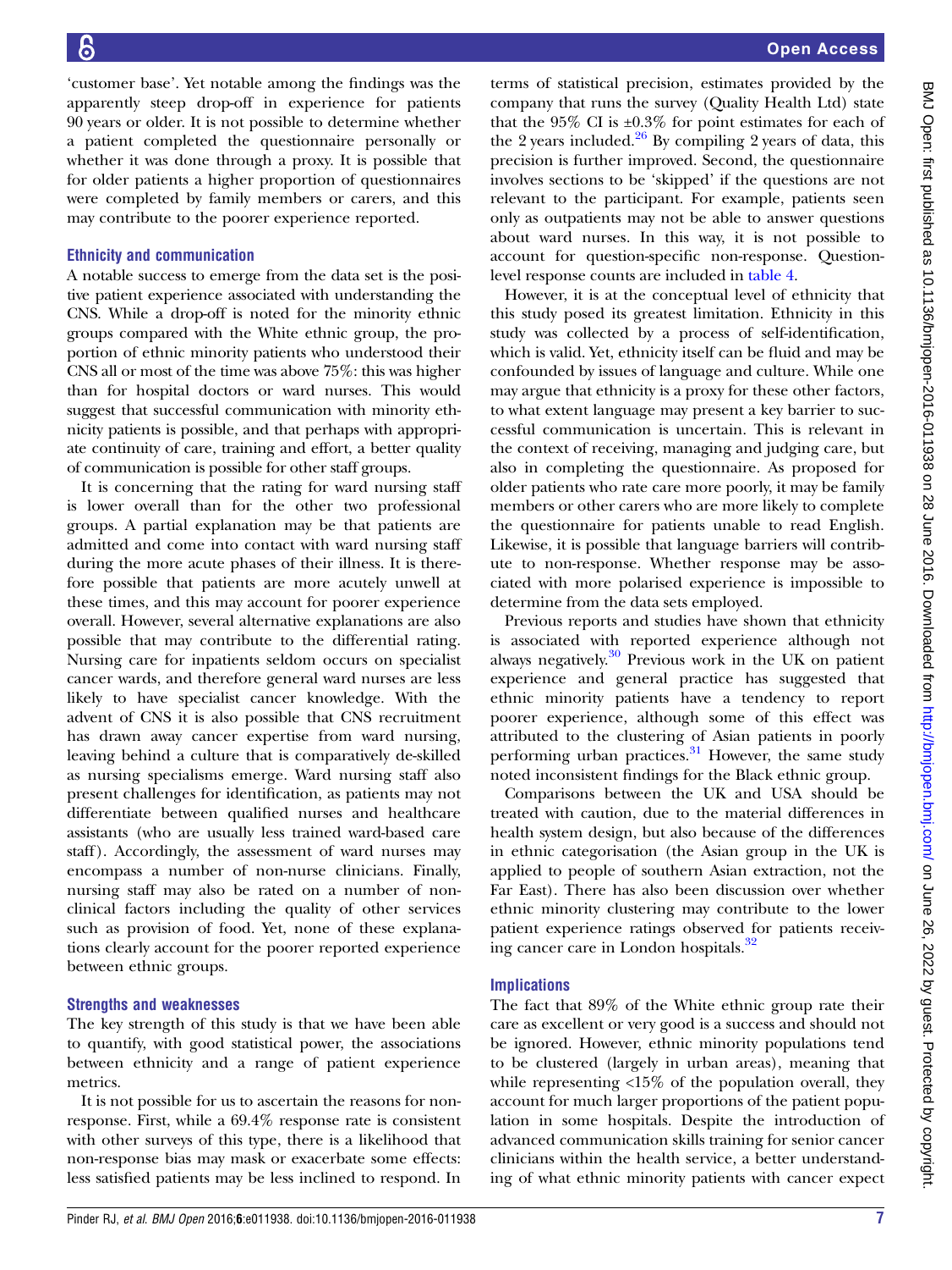'customer base'. Yet notable among the findings was the apparently steep drop-off in experience for patients 90 years or older. It is not possible to determine whether a patient completed the questionnaire personally or whether it was done through a proxy. It is possible that for older patients a higher proportion of questionnaires were completed by family members or carers, and this may contribute to the poorer experience reported.

### Ethnicity and communication

A notable success to emerge from the data set is the positive patient experience associated with understanding the CNS. While a drop-off is noted for the minority ethnic groups compared with the White ethnic group, the proportion of ethnic minority patients who understood their CNS all or most of the time was above 75%: this was higher than for hospital doctors or ward nurses. This would suggest that successful communication with minority ethnicity patients is possible, and that perhaps with appropriate continuity of care, training and effort, a better quality of communication is possible for other staff groups.

It is concerning that the rating for ward nursing staff is lower overall than for the other two professional groups. A partial explanation may be that patients are admitted and come into contact with ward nursing staff during the more acute phases of their illness. It is therefore possible that patients are more acutely unwell at these times, and this may account for poorer experience overall. However, several alternative explanations are also possible that may contribute to the differential rating. Nursing care for inpatients seldom occurs on specialist cancer wards, and therefore general ward nurses are less likely to have specialist cancer knowledge. With the advent of CNS it is also possible that CNS recruitment has drawn away cancer expertise from ward nursing, leaving behind a culture that is comparatively de-skilled as nursing specialisms emerge. Ward nursing staff also present challenges for identification, as patients may not differentiate between qualified nurses and healthcare assistants (who are usually less trained ward-based care staff). Accordingly, the assessment of ward nurses may encompass a number of non-nurse clinicians. Finally, nursing staff may also be rated on a number of non-clinical factors including the quality of other services such as provision of food. Yet, none of these explanations clearly account for the poorer reported experience between ethnic groups.

### Strengths and weaknesses

The key strength of this study is that we have been able to quantify, with good statistical power, the associations between ethnicity and a range of patient experience metrics.

It is not possible for us to ascertain the reasons for non-response. First, while a 69.4% response rate is consistent with other surveys of this type, there is a likelihood that non-response bias may mask or exacerbate some effects: less satisfied patients may be less inclined to respond. In terms of statistical precision, estimates provided by the company that runs the survey (Quality Health Ltd) state that the 95% CI is ±0.3% for point estimates for each of the 2 years included.[26] By compiling 2 years of data, this precision is further improved. Second, the questionnaire involves sections to be 'skipped' if the questions are not relevant to the participant. For example, patients seen only as outpatients may not be able to answer questions about ward nurses. In this way, it is not possible to account for question-specific non-response. Question-level response counts are included in table 4.

However, it is at the conceptual level of ethnicity that this study posed its greatest limitation. Ethnicity in this study was collected by a process of self-identification, which is valid. Yet, ethnicity itself can be fluid and may be confounded by issues of language and culture. While one may argue that ethnicity is a proxy for these other factors, to what extent language may present a key barrier to successful communication is uncertain. This is relevant in the context of receiving, managing and judging care, but also in completing the questionnaire. As proposed for older patients who rate care more poorly, it may be family members or other carers who are more likely to complete the questionnaire for patients unable to read English. Likewise, it is possible that language barriers will contribute to non-response. Whether response may be associated with more polarised experience is impossible to determine from the data sets employed.

Previous reports and studies have shown that ethnicity is associated with reported experience although not always negatively.[30] Previous work in the UK on patient experience and general practice has suggested that ethnic minority patients have a tendency to report poorer experience, although some of this effect was attributed to the clustering of Asian patients in poorly performing urban practices.[31] However, the same study noted inconsistent findings for the Black ethnic group.

Comparisons between the UK and USA should be treated with caution, due to the material differences in health system design, but also because of the differences in ethnic categorisation (the Asian group in the UK is applied to people of southern Asian extraction, not the Far East). There has also been discussion over whether ethnic minority clustering may contribute to the lower patient experience ratings observed for patients receiving cancer care in London hospitals.[32]

### Implications

The fact that 89% of the White ethnic group rate their care as excellent or very good is a success and should not be ignored. However, ethnic minority populations tend to be clustered (largely in urban areas), meaning that while representing <15% of the population overall, they account for much larger proportions of the patient population in some hospitals. Despite the introduction of advanced communication skills training for senior cancer clinicians within the health service, a better understanding of what ethnic minority patients with cancer expect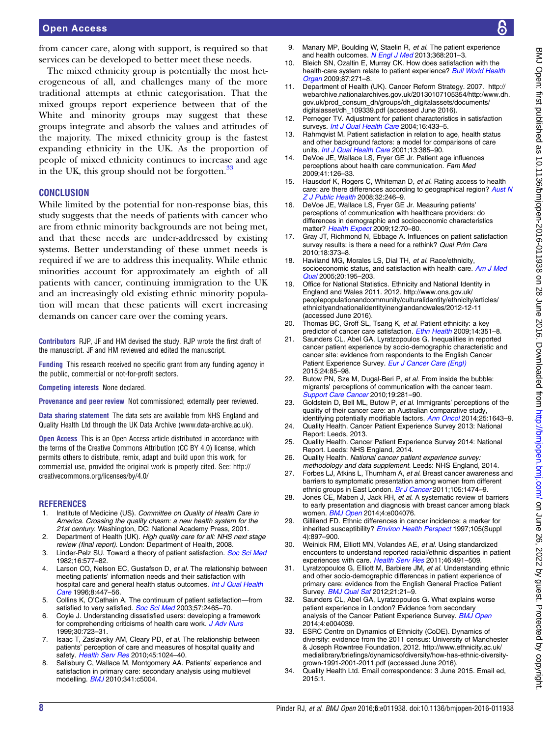from cancer care, along with support, is required so that services can be developed to better meet these needs.

The mixed ethnicity group is potentially the most heterogeneous of all, and challenges many of the more traditional attempts at ethnic categorisation. That the mixed groups report experience between that of the White and minority groups may suggest that these groups integrate and absorb the values and attitudes of the majority. The mixed ethnicity group is the fastest expanding ethnicity in the UK. As the proportion of people of mixed ethnicity continues to increase and age in the UK, this group should not be forgotten.[33]

## CONCLUSION

While limited by the potential for non-response bias, this study suggests that the needs of patients with cancer who are from ethnic minority backgrounds are not being met, and that these needs are under-addressed by existing systems. Better understanding of these unmet needs is required if we are to address this inequality. While ethnic minorities account for approximately an eighth of all patients with cancer, continuing immigration to the UK and an increasingly old existing ethnic minority population will mean that these patients will exert increasing demands on cancer care over the coming years.

**Contributors** RJP, JF and HM devised the study. RJP wrote the first draft of the manuscript. JF and HM reviewed and edited the manuscript.

**Funding** This research received no specific grant from any funding agency in the public, commercial or not-for-profit sectors.

**Competing interests** None declared.

**Provenance and peer review** Not commissioned; externally peer reviewed.

**Data sharing statement** The data sets are available from NHS England and Quality Health Ltd through the UK Data Archive (www.data-archive.ac.uk).

**Open Access** This is an Open Access article distributed in accordance with the terms of the Creative Commons Attribution (CC BY 4.0) license, which permits others to distribute, remix, adapt and build upon this work, for commercial use, provided the original work is properly cited. See: http://creativecommons.org/licenses/by/4.0/

## REFERENCES

1. Institute of Medicine (US). *Committee on Quality of Health Care in America. Crossing the quality chasm: a new health system for the 21st century.* Washington, DC: National Academy Press, 2001.
2. Department of Health (UK). *High quality care for all: NHS next stage review (final report).* London: Department of Health, 2008.
3. Linder-Pelz SU. Toward a theory of patient satisfaction. *Soc Sci Med* 1982;16:577–82.
4. Larson CO, Nelson EC, Gustafson D, *et al.* The relationship between meeting patients' information needs and their satisfaction with hospital care and general health status outcomes. *Int J Qual Health Care* 1996;8:447–56.
5. Collins K, O'Cathain A. The continuum of patient satisfaction—from satisfied to very satisfied. *Soc Sci Med* 2003;57:2465–70.
6. Coyle J. Understanding dissatisfied users: developing a framework for comprehending criticisms of health care work. *J Adv Nurs* 1999;30:723–31.
7. Isaac T, Zaslavsky AM, Cleary PD, *et al.* The relationship between patients' perception of care and measures of hospital quality and safety. *Health Serv Res* 2010;45:1024–40.
8. Salisbury C, Wallace M, Montgomery AA. Patients' experience and satisfaction in primary care: secondary analysis using multilevel modelling. *BMJ* 2010;341:c5004.
9. Manary MP, Boulding W, Staelin R, *et al.* The patient experience and health outcomes. *N Engl J Med* 2013;368:201–3.
10. Bleich SN, Ozaltin E, Murray CK. How does satisfaction with the health-care system relate to patient experience? *Bull World Health Organ* 2009;87:271–8.
11. Department of Health (UK). Cancer Reform Strategy. 2007. http://webarchive.nationalarchives.gov.uk/20130107105354/http:/www.dh.gov.uk/prod_consum_dh/groups/dh_digitalassets/documents/digitalasset/dh_109339.pdf (accessed June 2016).
12. Perneger TV. Adjustment for patient characteristics in satisfaction surveys. *Int J Qual Health Care* 2004;16:433–5.
13. Rahmqvist M. Patient satisfaction in relation to age, health status and other background factors: a model for comparisons of care units. *Int J Qual Health Care* 2001;13:385–90.
14. DeVoe JE, Wallace LS, Fryer GE Jr. Patient age influences perceptions about health care communication. *Fam Med* 2009;41:126–33.
15. Hausdorf K, Rogers C, Whiteman D, *et al.* Rating access to health care: are there differences according to geographical region? *Aust N Z J Public Health* 2008;32:246–9.
16. DeVoe JE, Wallace LS, Fryer GE Jr. Measuring patients' perceptions of communication with healthcare providers: do differences in demographic and socioeconomic characteristics matter? *Health Expect* 2009;12:70–80.
17. Gray JT, Richmond N, Ebbage A. Influences on patient satisfaction survey results: is there a need for a rethink? *Qual Prim Care* 2010;18:373–8.
18. Haviland MG, Morales LS, Dial TH, *et al.* Race/ethnicity, socioeconomic status, and satisfaction with health care. *Am J Med Qual* 2005;20:195–203.
19. Office for National Statistics. Ethnicity and National Identity in England and Wales 2011. 2012. http://www.ons.gov.uk/peoplepopulationandcommunity/culturalidentity/ethnicity/articles/ethnicityandnationalidentityinenglandandwales/2012-12-11 (accessed June 2016).
20. Thomas BC, Groff SL, Tsang K, *et al.* Patient ethnicity: a key predictor of cancer care satisfaction. *Ethn Health* 2009;14:351–8.
21. Saunders CL, Abel GA, Lyratzopoulos G. Inequalities in reported cancer patient experience by socio-demographic characteristic and cancer site: evidence from respondents to the English Cancer Patient Experience Survey. *Eur J Cancer Care (Engl)* 2015;24:85–98.
22. Butow PN, Sze M, Dugal-Beri P, *et al.* From inside the bubble: migrants' perceptions of communication with the cancer team. *Support Care Cancer* 2010;19:281–90.
23. Goldstein D, Bell ML, Butow P, *et al.* Immigrants' perceptions of the quality of their cancer care: an Australian comparative study, identifying potentially modifiable factors. *Ann Oncol* 2014;25:1643–9.
24. Quality Health. Cancer Patient Experience Survey 2013: National Report: Leeds, 2013.
25. Quality Health. Cancer Patient Experience Survey 2014: National Report. Leeds: NHS England, 2014.
26. Quality Health. *National cancer patient experience survey: methodology and data supplement.* Leeds: NHS England, 2014.
27. Forbes LJ, Atkins L, Thurnham A, *et al.* Breast cancer awareness and barriers to symptomatic presentation among women from different ethnic groups in East London. *Br J Cancer* 2011;105:1474–9.
28. Jones CE, Maben J, Jack RH, *et al.* A systematic review of barriers to early presentation and diagnosis with breast cancer among black women. *BMJ Open* 2014;4:e004076.
29. Gilliland FD. Ethnic differences in cancer incidence: a marker for inherited susceptibility? *Environ Health Perspect* 1997;105(Suppl 4):897–900.
30. Weinick RM, Elliott MN, Volandes AE, *et al.* Using standardized encounters to understand reported racial/ethnic disparities in patient experiences with care. *Health Serv Res* 2011;46:491–509.
31. Lyratzopoulos G, Elliott M, Barbiere JM, *et al.* Understanding ethnic and other socio-demographic differences in patient experience of primary care: evidence from the English General Practice Patient Survey. *BMJ Qual Saf* 2012;21:21–9.
32. Saunders CL, Abel GA, Lyratzopoulos G. What explains worse patient experience in London? Evidence from secondary analysis of the Cancer Patient Experience Survey. *BMJ Open* 2014;4:e004039.
33. ESRC Centre on Dynamics of Ethnicity (CoDE). Dynamics of diversity: evidence from the 2011 census: University of Manchester & Joseph Rowntree Foundation, 2012. http://www.ethnicity.ac.uk/medialibrary/briefings/dynamicsofdiversity/how-has-ethnic-diversity-grown-1991-2001-2011.pdf (accessed June 2016).
34. Quality Health Ltd. Email correspondence: 3 June 2015. Email ed, 2015:1.